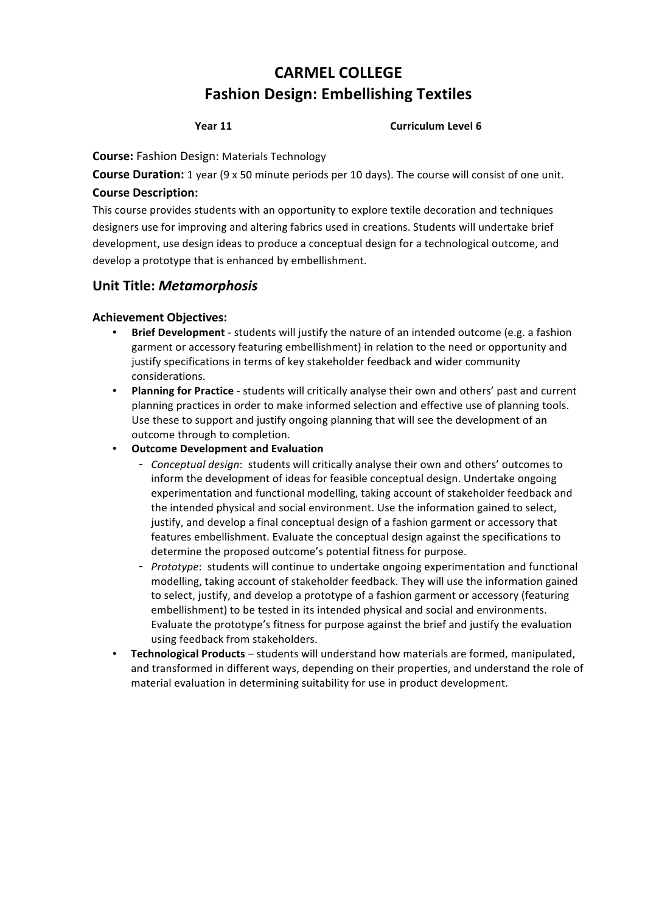# CARMEL COLLEGE
# Fashion Design: Embellishing Textiles

**Year 11** **Curriculum Level 6**

**Course:** Fashion Design: Materials Technology

**Course Duration:** 1 year (9 x 50 minute periods per 10 days). The course will consist of one unit.

**Course Description:**

This course provides students with an opportunity to explore textile decoration and techniques designers use for improving and altering fabrics used in creations. Students will undertake brief development, use design ideas to produce a conceptual design for a technological outcome, and develop a prototype that is enhanced by embellishment.

## Unit Title: *Metamorphosis*

**Achievement Objectives:**

- **Brief Development** - students will justify the nature of an intended outcome (e.g. a fashion garment or accessory featuring embellishment) in relation to the need or opportunity and justify specifications in terms of key stakeholder feedback and wider community considerations.
- **Planning for Practice** - students will critically analyse their own and others' past and current planning practices in order to make informed selection and effective use of planning tools. Use these to support and justify ongoing planning that will see the development of an outcome through to completion.
- **Outcome Development and Evaluation**
  - *Conceptual design*: students will critically analyse their own and others' outcomes to inform the development of ideas for feasible conceptual design. Undertake ongoing experimentation and functional modelling, taking account of stakeholder feedback and the intended physical and social environment. Use the information gained to select, justify, and develop a final conceptual design of a fashion garment or accessory that features embellishment. Evaluate the conceptual design against the specifications to determine the proposed outcome's potential fitness for purpose.
  - *Prototype*: students will continue to undertake ongoing experimentation and functional modelling, taking account of stakeholder feedback. They will use the information gained to select, justify, and develop a prototype of a fashion garment or accessory (featuring embellishment) to be tested in its intended physical and social and environments. Evaluate the prototype's fitness for purpose against the brief and justify the evaluation using feedback from stakeholders.
- **Technological Products** – students will understand how materials are formed, manipulated, and transformed in different ways, depending on their properties, and understand the role of material evaluation in determining suitability for use in product development.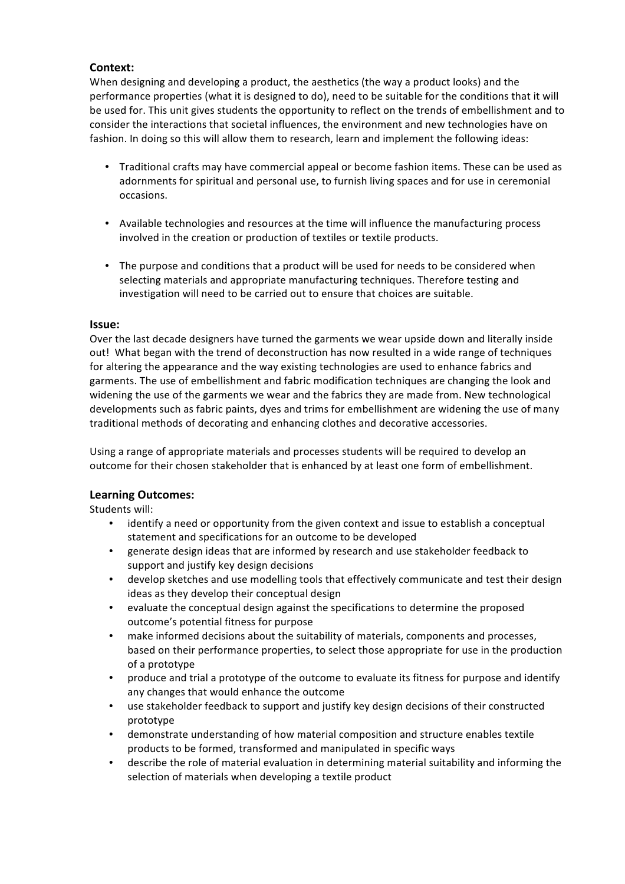**Context:**
When designing and developing a product, the aesthetics (the way a product looks) and the performance properties (what it is designed to do), need to be suitable for the conditions that it will be used for. This unit gives students the opportunity to reflect on the trends of embellishment and to consider the interactions that societal influences, the environment and new technologies have on fashion. In doing so this will allow them to research, learn and implement the following ideas:

- Traditional crafts may have commercial appeal or become fashion items. These can be used as adornments for spiritual and personal use, to furnish living spaces and for use in ceremonial occasions.
- Available technologies and resources at the time will influence the manufacturing process involved in the creation or production of textiles or textile products.
- The purpose and conditions that a product will be used for needs to be considered when selecting materials and appropriate manufacturing techniques. Therefore testing and investigation will need to be carried out to ensure that choices are suitable.

**Issue:**
Over the last decade designers have turned the garments we wear upside down and literally inside out! What began with the trend of deconstruction has now resulted in a wide range of techniques for altering the appearance and the way existing technologies are used to enhance fabrics and garments. The use of embellishment and fabric modification techniques are changing the look and widening the use of the garments we wear and the fabrics they are made from. New technological developments such as fabric paints, dyes and trims for embellishment are widening the use of many traditional methods of decorating and enhancing clothes and decorative accessories.

Using a range of appropriate materials and processes students will be required to develop an outcome for their chosen stakeholder that is enhanced by at least one form of embellishment.

**Learning Outcomes:**
Students will:

- identify a need or opportunity from the given context and issue to establish a conceptual statement and specifications for an outcome to be developed
- generate design ideas that are informed by research and use stakeholder feedback to support and justify key design decisions
- develop sketches and use modelling tools that effectively communicate and test their design ideas as they develop their conceptual design
- evaluate the conceptual design against the specifications to determine the proposed outcome's potential fitness for purpose
- make informed decisions about the suitability of materials, components and processes, based on their performance properties, to select those appropriate for use in the production of a prototype
- produce and trial a prototype of the outcome to evaluate its fitness for purpose and identify any changes that would enhance the outcome
- use stakeholder feedback to support and justify key design decisions of their constructed prototype
- demonstrate understanding of how material composition and structure enables textile products to be formed, transformed and manipulated in specific ways
- describe the role of material evaluation in determining material suitability and informing the selection of materials when developing a textile product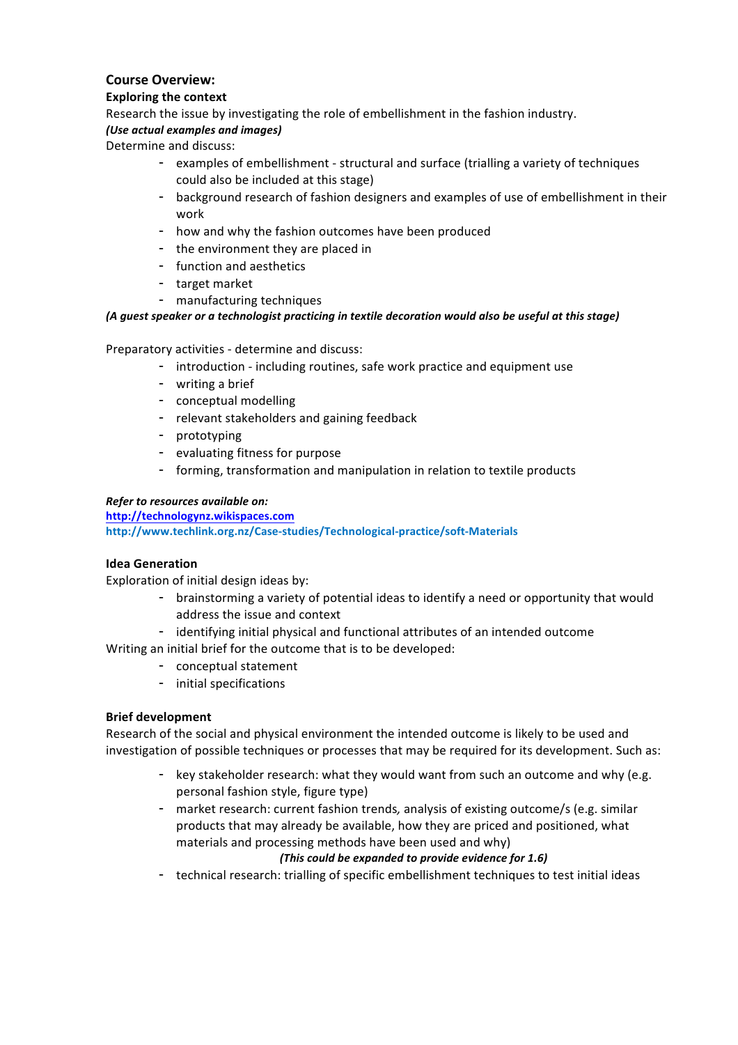## Course Overview:

**Exploring the context**

Research the issue by investigating the role of embellishment in the fashion industry.

***(Use actual examples and images)***

Determine and discuss:

- examples of embellishment - structural and surface (trialling a variety of techniques could also be included at this stage)
- background research of fashion designers and examples of use of embellishment in their work
- how and why the fashion outcomes have been produced
- the environment they are placed in
- function and aesthetics
- target market
- manufacturing techniques

***(A guest speaker or a technologist practicing in textile decoration would also be useful at this stage)***

Preparatory activities - determine and discuss:

- introduction - including routines, safe work practice and equipment use
- writing a brief
- conceptual modelling
- relevant stakeholders and gaining feedback
- prototyping
- evaluating fitness for purpose
- forming, transformation and manipulation in relation to textile products

***Refer to resources available on:***

**http://technologynz.wikispaces.com**

**http://www.techlink.org.nz/Case-studies/Technological-practice/soft-Materials**

**Idea Generation**

Exploration of initial design ideas by:

- brainstorming a variety of potential ideas to identify a need or opportunity that would address the issue and context
- identifying initial physical and functional attributes of an intended outcome

Writing an initial brief for the outcome that is to be developed:

- conceptual statement
- initial specifications

**Brief development**

Research of the social and physical environment the intended outcome is likely to be used and investigation of possible techniques or processes that may be required for its development. Such as:

- key stakeholder research: what they would want from such an outcome and why (e.g. personal fashion style, figure type)
- market research: current fashion trends*,* analysis of existing outcome/s (e.g. similar products that may already be available, how they are priced and positioned, what materials and processing methods have been used and why)

  ***(This could be expanded to provide evidence for 1.6)***
- technical research: trialling of specific embellishment techniques to test initial ideas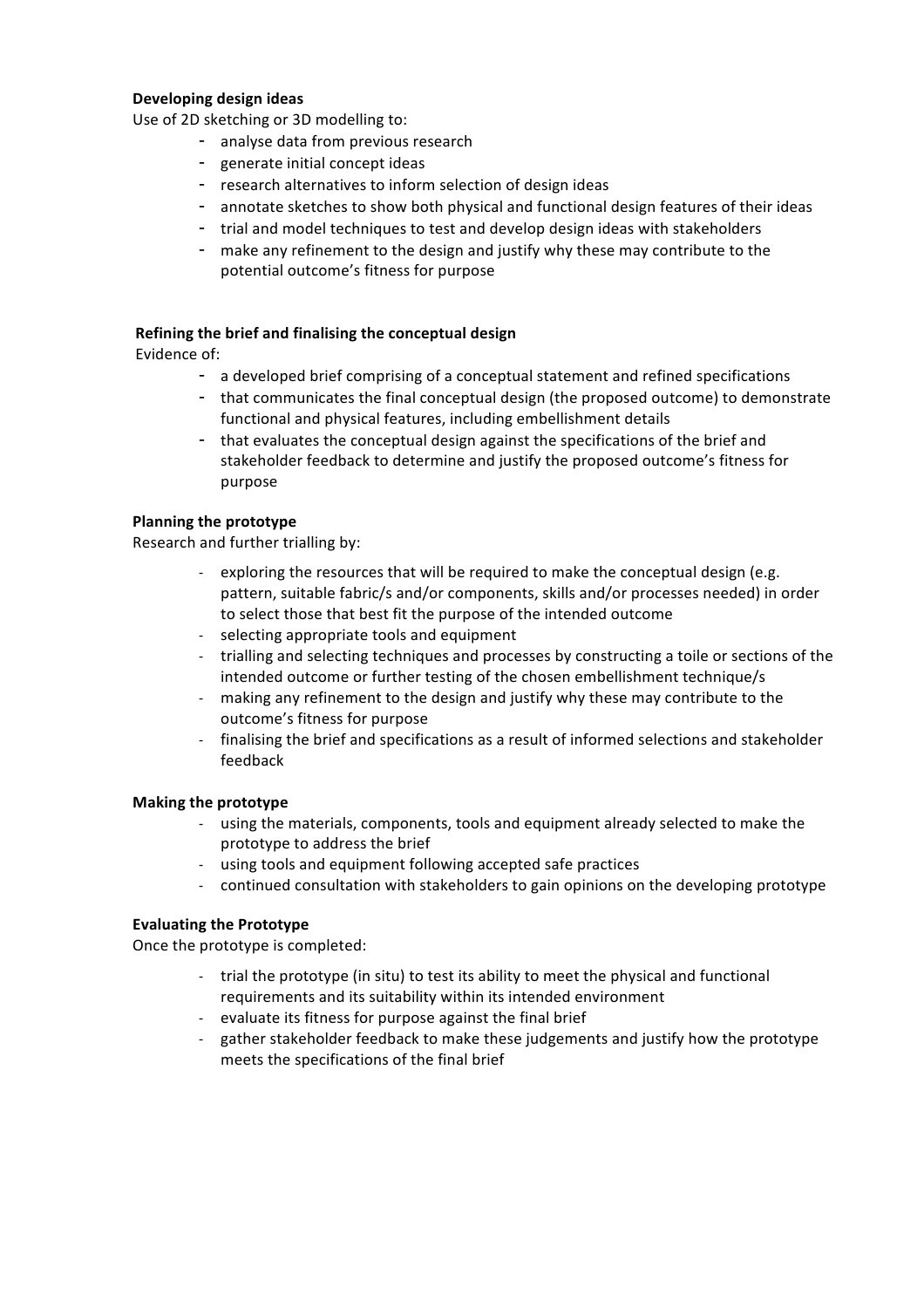**Developing design ideas**

Use of 2D sketching or 3D modelling to:

- analyse data from previous research
- generate initial concept ideas
- research alternatives to inform selection of design ideas
- annotate sketches to show both physical and functional design features of their ideas
- trial and model techniques to test and develop design ideas with stakeholders
- make any refinement to the design and justify why these may contribute to the potential outcome's fitness for purpose

**Refining the brief and finalising the conceptual design**

Evidence of:

- a developed brief comprising of a conceptual statement and refined specifications
- that communicates the final conceptual design (the proposed outcome) to demonstrate functional and physical features, including embellishment details
- that evaluates the conceptual design against the specifications of the brief and stakeholder feedback to determine and justify the proposed outcome's fitness for purpose

**Planning the prototype**

Research and further trialling by:

- exploring the resources that will be required to make the conceptual design (e.g. pattern, suitable fabric/s and/or components, skills and/or processes needed) in order to select those that best fit the purpose of the intended outcome
- selecting appropriate tools and equipment
- trialling and selecting techniques and processes by constructing a toile or sections of the intended outcome or further testing of the chosen embellishment technique/s
- making any refinement to the design and justify why these may contribute to the outcome's fitness for purpose
- finalising the brief and specifications as a result of informed selections and stakeholder feedback

**Making the prototype**

- using the materials, components, tools and equipment already selected to make the prototype to address the brief
- using tools and equipment following accepted safe practices
- continued consultation with stakeholders to gain opinions on the developing prototype

**Evaluating the Prototype**

Once the prototype is completed:

- trial the prototype (in situ) to test its ability to meet the physical and functional requirements and its suitability within its intended environment
- evaluate its fitness for purpose against the final brief
- gather stakeholder feedback to make these judgements and justify how the prototype meets the specifications of the final brief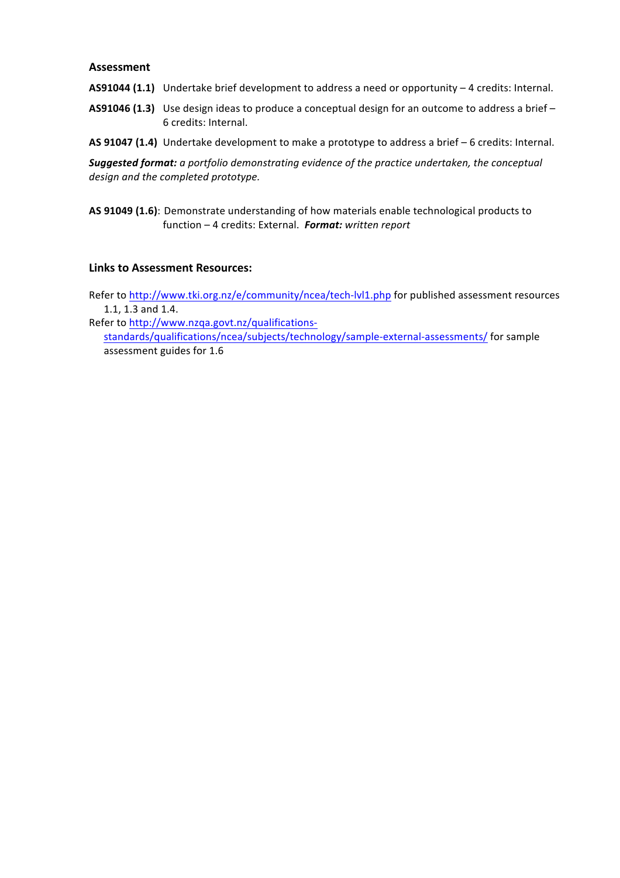## Assessment

**AS91044 (1.1)** Undertake brief development to address a need or opportunity – 4 credits: Internal.

**AS91046 (1.3)** Use design ideas to produce a conceptual design for an outcome to address a brief – 6 credits: Internal.

**AS 91047 (1.4)** Undertake development to make a prototype to address a brief – 6 credits: Internal.

***Suggested format:*** *a portfolio demonstrating evidence of the practice undertaken, the conceptual design and the completed prototype.*

**AS 91049 (1.6)**: Demonstrate understanding of how materials enable technological products to function – 4 credits: External. ***Format:*** *written report*

## Links to Assessment Resources:

Refer to [http://www.tki.org.nz/e/community/ncea/tech-lvl1.php](http://www.tki.org.nz/e/community/ncea/tech-lvl1.php) for published assessment resources 1.1, 1.3 and 1.4.

Refer to [http://www.nzqa.govt.nz/qualifications-standards/qualifications/ncea/subjects/technology/sample-external-assessments/](http://www.nzqa.govt.nz/qualifications-standards/qualifications/ncea/subjects/technology/sample-external-assessments/) for sample assessment guides for 1.6